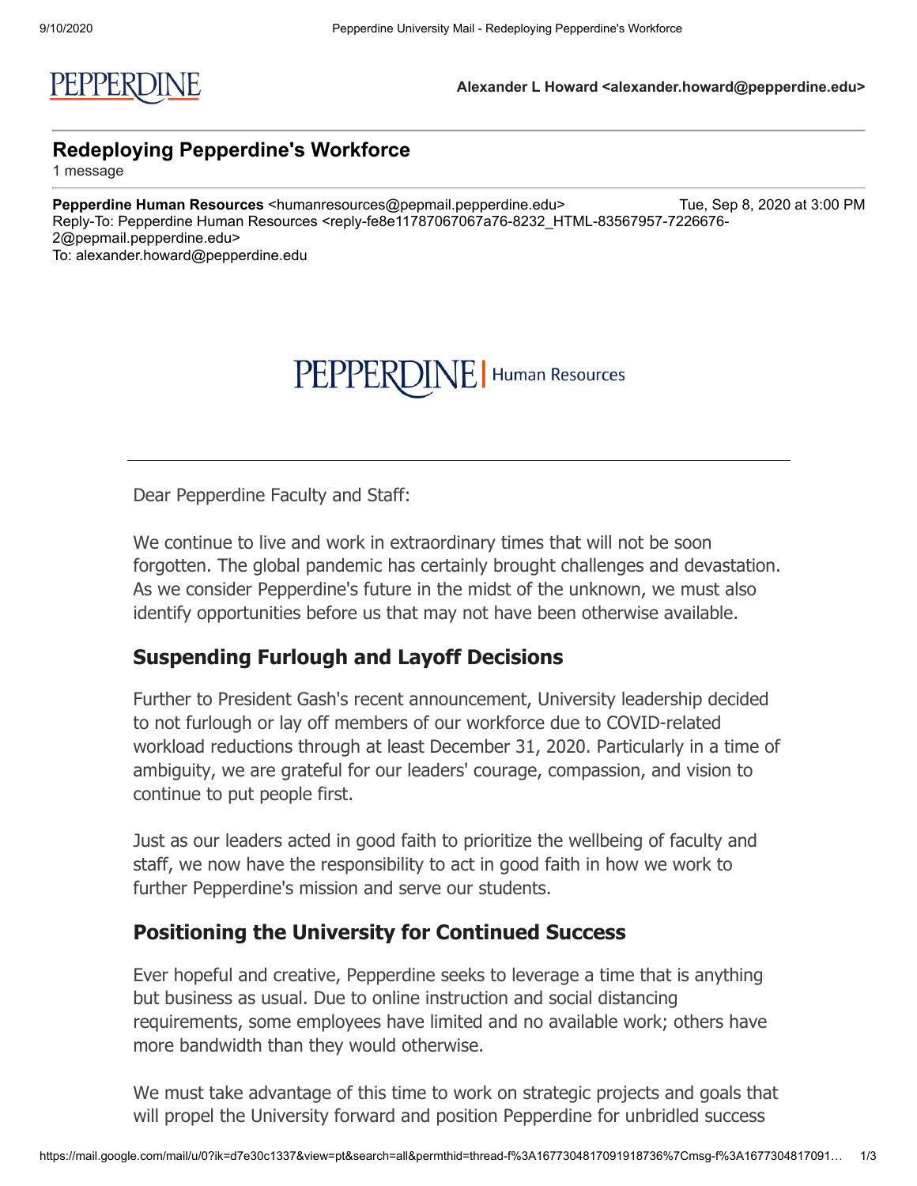PEPPERDINE

**Alexander L Howard <alexander.howard@pepperdine.edu>**

## Redeploying Pepperdine's Workforce

1 message

**Pepperdine Human Resources** <humanresources@pepmail.pepperdine.edu> Tue, Sep 8, 2020 at 3:00 PM
Reply-To: Pepperdine Human Resources <reply-fe8e11787067067a76-8232_HTML-83567957-7226676-2@pepmail.pepperdine.edu>
To: alexander.howard@pepperdine.edu

PEPPERDINE | Human Resources

---

Dear Pepperdine Faculty and Staff:

We continue to live and work in extraordinary times that will not be soon forgotten. The global pandemic has certainly brought challenges and devastation. As we consider Pepperdine's future in the midst of the unknown, we must also identify opportunities before us that may not have been otherwise available.

### Suspending Furlough and Layoff Decisions

Further to President Gash's recent announcement, University leadership decided to not furlough or lay off members of our workforce due to COVID-related workload reductions through at least December 31, 2020. Particularly in a time of ambiguity, we are grateful for our leaders' courage, compassion, and vision to continue to put people first.

Just as our leaders acted in good faith to prioritize the wellbeing of faculty and staff, we now have the responsibility to act in good faith in how we work to further Pepperdine's mission and serve our students.

### Positioning the University for Continued Success

Ever hopeful and creative, Pepperdine seeks to leverage a time that is anything but business as usual. Due to online instruction and social distancing requirements, some employees have limited and no available work; others have more bandwidth than they would otherwise.

We must take advantage of this time to work on strategic projects and goals that will propel the University forward and position Pepperdine for unbridled success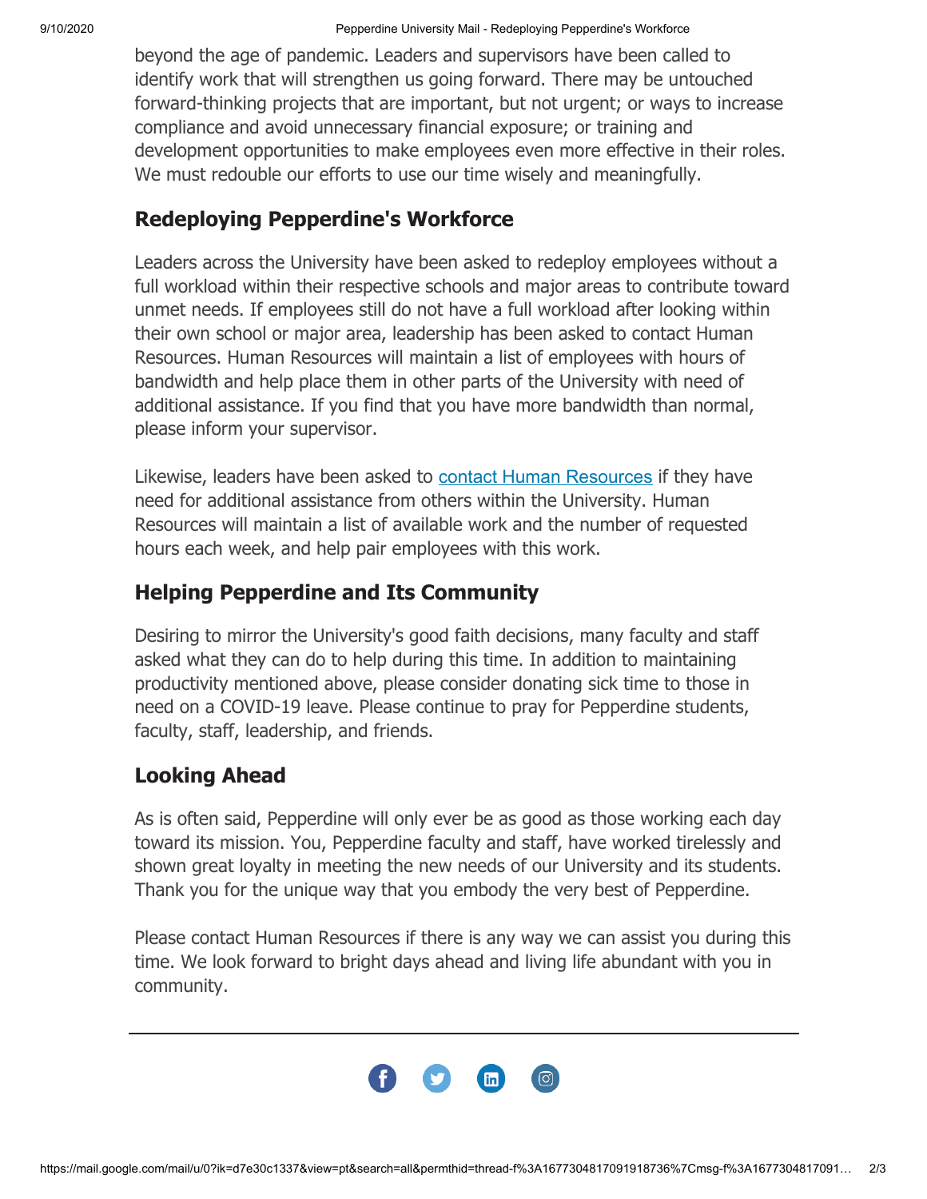beyond the age of pandemic. Leaders and supervisors have been called to identify work that will strengthen us going forward. There may be untouched forward-thinking projects that are important, but not urgent; or ways to increase compliance and avoid unnecessary financial exposure; or training and development opportunities to make employees even more effective in their roles. We must redouble our efforts to use our time wisely and meaningfully.

## Redeploying Pepperdine's Workforce

Leaders across the University have been asked to redeploy employees without a full workload within their respective schools and major areas to contribute toward unmet needs. If employees still do not have a full workload after looking within their own school or major area, leadership has been asked to contact Human Resources. Human Resources will maintain a list of employees with hours of bandwidth and help place them in other parts of the University with need of additional assistance. If you find that you have more bandwidth than normal, please inform your supervisor.

Likewise, leaders have been asked to contact Human Resources if they have need for additional assistance from others within the University. Human Resources will maintain a list of available work and the number of requested hours each week, and help pair employees with this work.

## Helping Pepperdine and Its Community

Desiring to mirror the University's good faith decisions, many faculty and staff asked what they can do to help during this time. In addition to maintaining productivity mentioned above, please consider donating sick time to those in need on a COVID-19 leave. Please continue to pray for Pepperdine students, faculty, staff, leadership, and friends.

## Looking Ahead

As is often said, Pepperdine will only ever be as good as those working each day toward its mission. You, Pepperdine faculty and staff, have worked tirelessly and shown great loyalty in meeting the new needs of our University and its students. Thank you for the unique way that you embody the very best of Pepperdine.

Please contact Human Resources if there is any way we can assist you during this time. We look forward to bright days ahead and living life abundant with you in community.